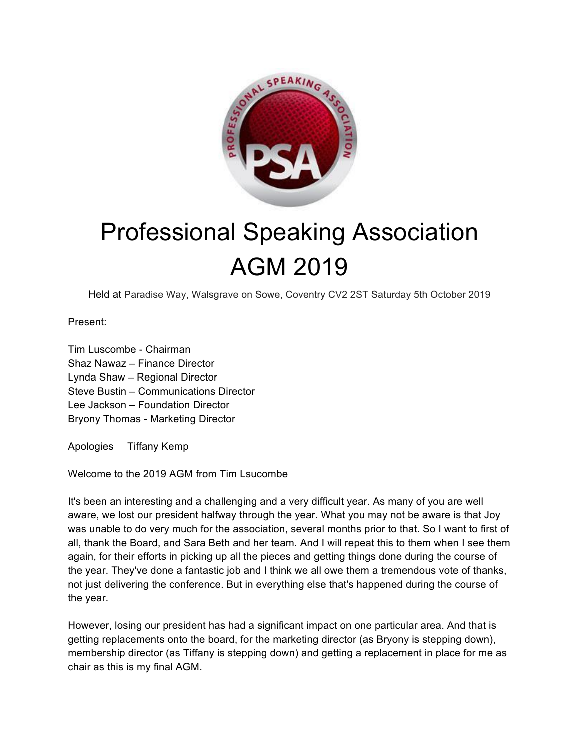# Professional Speaking Association AGM 2019

Held at Paradise Way, Walsgrave on Sowe, Coventry CV2 2ST Saturday 5th October 2019

Present:

Tim Luscombe - Chairman
Shaz Nawaz – Finance Director
Lynda Shaw – Regional Director
Steve Bustin – Communications Director
Lee Jackson – Foundation Director
Bryony Thomas - Marketing Director

Apologies Tiffany Kemp

Welcome to the 2019 AGM from Tim Lsucombe

It's been an interesting and a challenging and a very difficult year. As many of you are well aware, we lost our president halfway through the year. What you may not be aware is that Joy was unable to do very much for the association, several months prior to that. So I want to first of all, thank the Board, and Sara Beth and her team. And I will repeat this to them when I see them again, for their efforts in picking up all the pieces and getting things done during the course of the year. They've done a fantastic job and I think we all owe them a tremendous vote of thanks, not just delivering the conference. But in everything else that's happened during the course of the year.

However, losing our president has had a significant impact on one particular area. And that is getting replacements onto the board, for the marketing director (as Bryony is stepping down), membership director (as Tiffany is stepping down) and getting a replacement in place for me as chair as this is my final AGM.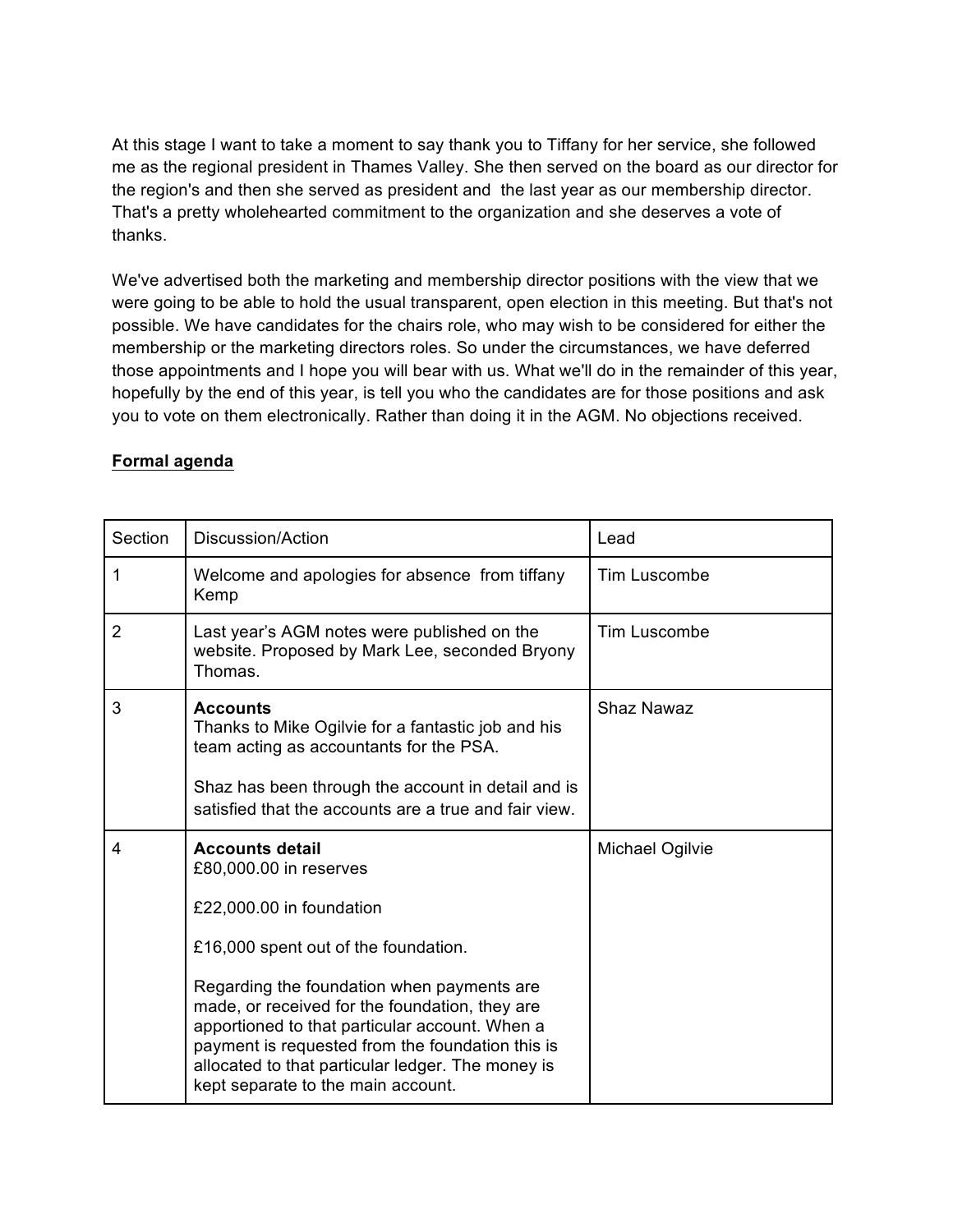At this stage I want to take a moment to say thank you to Tiffany for her service, she followed me as the regional president in Thames Valley. She then served on the board as our director for the region's and then she served as president and  the last year as our membership director. That's a pretty wholehearted commitment to the organization and she deserves a vote of thanks.

We've advertised both the marketing and membership director positions with the view that we were going to be able to hold the usual transparent, open election in this meeting. But that's not possible. We have candidates for the chairs role, who may wish to be considered for either the membership or the marketing directors roles. So under the circumstances, we have deferred those appointments and I hope you will bear with us. What we'll do in the remainder of this year, hopefully by the end of this year, is tell you who the candidates are for those positions and ask you to vote on them electronically. Rather than doing it in the AGM. No objections received.

**Formal agenda**

| Section | Discussion/Action | Lead |
| --- | --- | --- |
| 1 | Welcome and apologies for absence  from tiffany Kemp | Tim Luscombe |
| 2 | Last year's AGM notes were published on the website. Proposed by Mark Lee, seconded Bryony Thomas. | Tim Luscombe |
| 3 | **Accounts**<br>Thanks to Mike Ogilvie for a fantastic job and his team acting as accountants for the PSA.<br><br>Shaz has been through the account in detail and is satisfied that the accounts are a true and fair view. | Shaz Nawaz |
| 4 | **Accounts detail**<br>£80,000.00 in reserves<br><br>£22,000.00 in foundation<br><br>£16,000 spent out of the foundation.<br><br>Regarding the foundation when payments are made, or received for the foundation, they are apportioned to that particular account. When a payment is requested from the foundation this is allocated to that particular ledger. The money is kept separate to the main account. | Michael Ogilvie |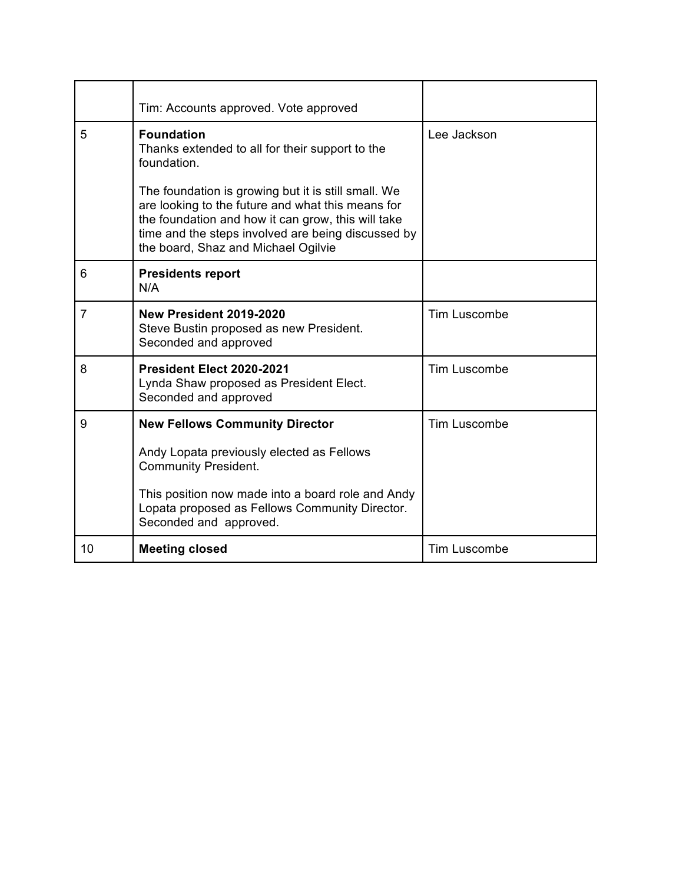| | | |
|---|---|---|
| | Tim: Accounts approved. Vote approved | |
| 5 | **Foundation**<br>Thanks extended to all for their support to the foundation.<br><br>The foundation is growing but it is still small. We are looking to the future and what this means for the foundation and how it can grow, this will take time and the steps involved are being discussed by the board, Shaz and Michael Ogilvie | Lee Jackson |
| 6 | **Presidents report**<br>N/A | |
| 7 | **New President 2019-2020**<br>Steve Bustin proposed as new President. Seconded and approved | Tim Luscombe |
| 8 | **President Elect 2020-2021**<br>Lynda Shaw proposed as President Elect. Seconded and approved | Tim Luscombe |
| 9 | **New Fellows Community Director**<br><br>Andy Lopata previously elected as Fellows Community President.<br><br>This position now made into a board role and Andy Lopata proposed as Fellows Community Director. Seconded and approved. | Tim Luscombe |
| 10 | **Meeting closed** | Tim Luscombe |